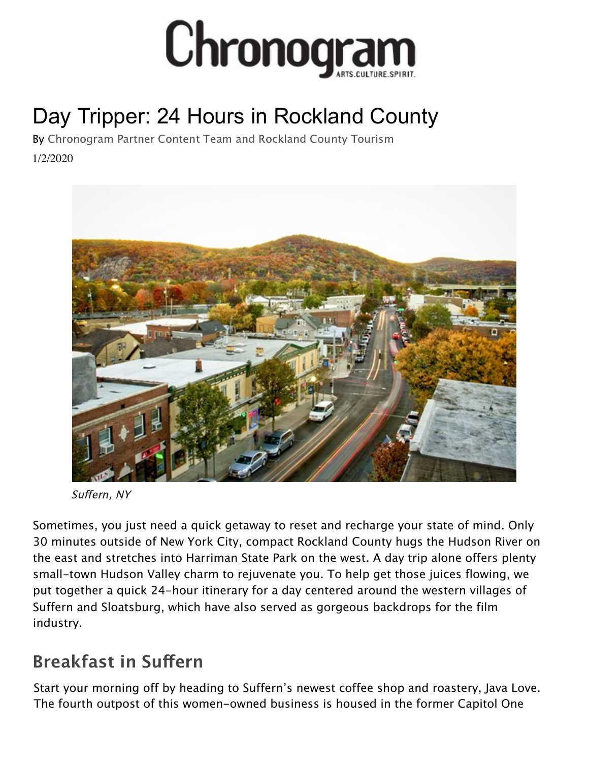# Chronogram

ARTS.CULTURE.SPIRIT.

# Day Tripper: 24 Hours in Rockland County

By Chronogram Partner Content Team and Rockland County Tourism

1/2/2020

*Suffern, NY*

Sometimes, you just need a quick getaway to reset and recharge your state of mind. Only 30 minutes outside of New York City, compact Rockland County hugs the Hudson River on the east and stretches into Harriman State Park on the west. A day trip alone offers plenty small-town Hudson Valley charm to rejuvenate you. To help get those juices flowing, we put together a quick 24-hour itinerary for a day centered around the western villages of Suffern and Sloatsburg, which have also served as gorgeous backdrops for the film industry.

## Breakfast in Suffern

Start your morning off by heading to Suffern's newest coffee shop and roastery, Java Love. The fourth outpost of this women-owned business is housed in the former Capitol One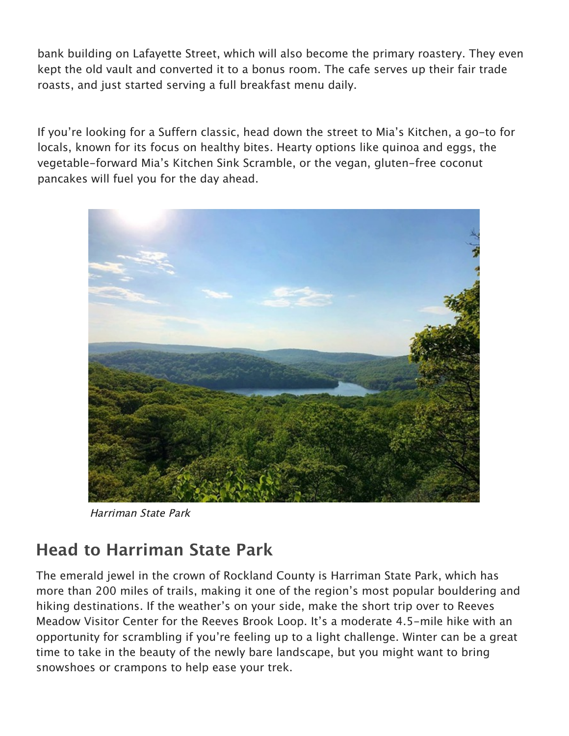bank building on Lafayette Street, which will also become the primary roastery. They even kept the old vault and converted it to a bonus room. The cafe serves up their fair trade roasts, and just started serving a full breakfast menu daily.

If you're looking for a Suffern classic, head down the street to Mia's Kitchen, a go-to for locals, known for its focus on healthy bites. Hearty options like quinoa and eggs, the vegetable-forward Mia's Kitchen Sink Scramble, or the vegan, gluten-free coconut pancakes will fuel you for the day ahead.

*Harriman State Park*

## Head to Harriman State Park

The emerald jewel in the crown of Rockland County is Harriman State Park, which has more than 200 miles of trails, making it one of the region's most popular bouldering and hiking destinations. If the weather's on your side, make the short trip over to Reeves Meadow Visitor Center for the Reeves Brook Loop. It's a moderate 4.5-mile hike with an opportunity for scrambling if you're feeling up to a light challenge. Winter can be a great time to take in the beauty of the newly bare landscape, but you might want to bring snowshoes or crampons to help ease your trek.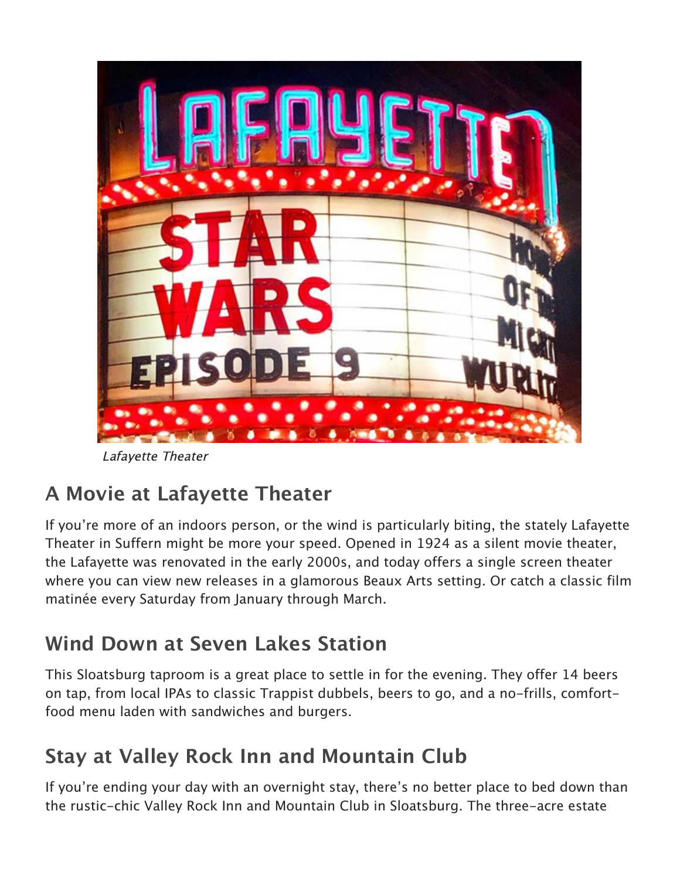*Lafayette Theater*

## A Movie at Lafayette Theater

If you're more of an indoors person, or the wind is particularly biting, the stately Lafayette Theater in Suffern might be more your speed. Opened in 1924 as a silent movie theater, the Lafayette was renovated in the early 2000s, and today offers a single screen theater where you can view new releases in a glamorous Beaux Arts setting. Or catch a classic film matinée every Saturday from January through March.

## Wind Down at Seven Lakes Station

This Sloatsburg taproom is a great place to settle in for the evening. They offer 14 beers on tap, from local IPAs to classic Trappist dubbels, beers to go, and a no-frills, comfort-food menu laden with sandwiches and burgers.

## Stay at Valley Rock Inn and Mountain Club

If you're ending your day with an overnight stay, there's no better place to bed down than the rustic-chic Valley Rock Inn and Mountain Club in Sloatsburg. The three-acre estate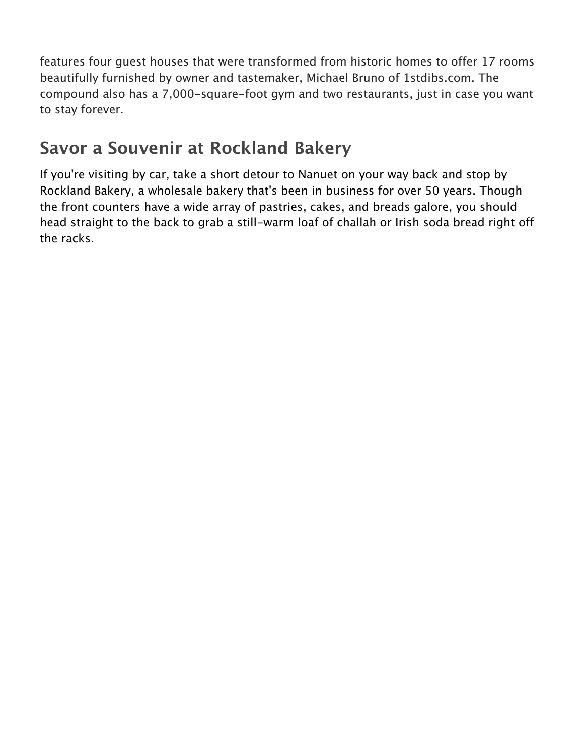features four guest houses that were transformed from historic homes to offer 17 rooms beautifully furnished by owner and tastemaker, Michael Bruno of 1stdibs.com. The compound also has a 7,000-square-foot gym and two restaurants, just in case you want to stay forever.

## Savor a Souvenir at Rockland Bakery

If you're visiting by car, take a short detour to Nanuet on your way back and stop by Rockland Bakery, a wholesale bakery that's been in business for over 50 years. Though the front counters have a wide array of pastries, cakes, and breads galore, you should head straight to the back to grab a still-warm loaf of challah or Irish soda bread right off the racks.